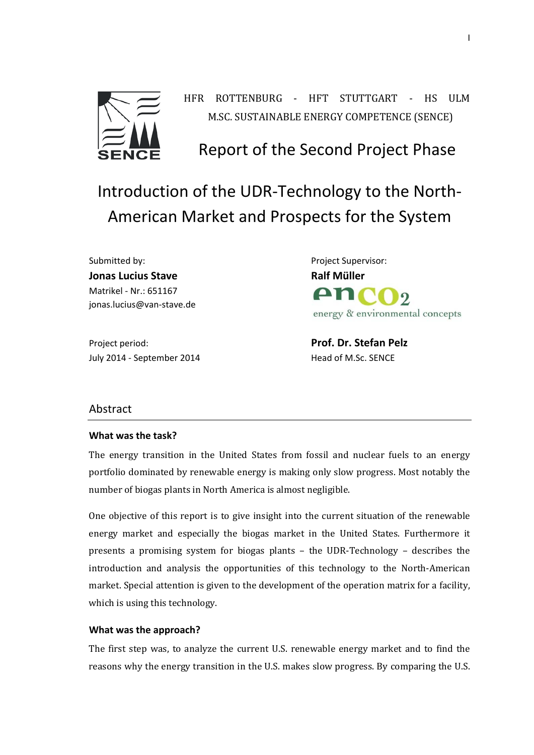HFR ROTTENBURG - HFT STUTTGART - HS ULM

M.SC. SUSTAINABLE ENERGY COMPETENCE (SENCE)

# Report of the Second Project Phase

# Introduction of the UDR-Technology to the North-American Market and Prospects for the System

Submitted by:
**Jonas Lucius Stave**
Matrikel - Nr.: 651167
jonas.lucius@van-stave.de

Project period:
July 2014 - September 2014

Project Supervisor:
**Ralf Müller**
enco2 energy & environmental concepts

**Prof. Dr. Stefan Pelz**
Head of M.Sc. SENCE

## Abstract

### What was the task?

The energy transition in the United States from fossil and nuclear fuels to an energy portfolio dominated by renewable energy is making only slow progress. Most notably the number of biogas plants in North America is almost negligible.

One objective of this report is to give insight into the current situation of the renewable energy market and especially the biogas market in the United States. Furthermore it presents a promising system for biogas plants – the UDR-Technology – describes the introduction and analysis the opportunities of this technology to the North-American market. Special attention is given to the development of the operation matrix for a facility, which is using this technology.

### What was the approach?

The first step was, to analyze the current U.S. renewable energy market and to find the reasons why the energy transition in the U.S. makes slow progress. By comparing the U.S.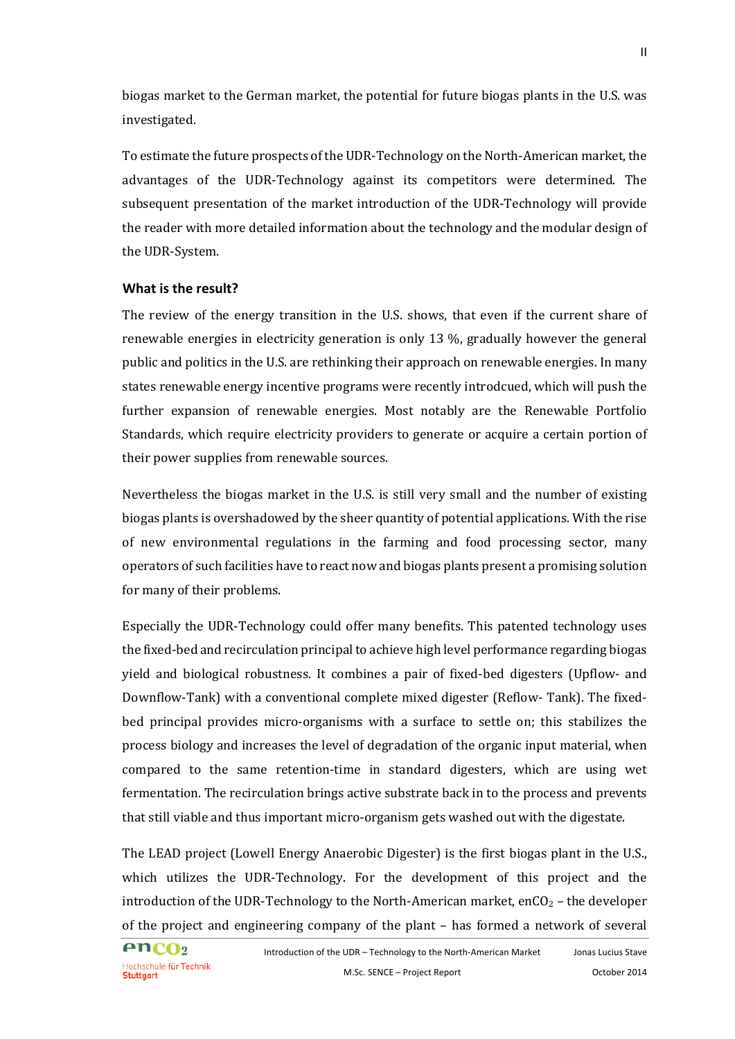biogas market to the German market, the potential for future biogas plants in the U.S. was investigated.

To estimate the future prospects of the UDR-Technology on the North-American market, the advantages of the UDR-Technology against its competitors were determined. The subsequent presentation of the market introduction of the UDR-Technology will provide the reader with more detailed information about the technology and the modular design of the UDR-System.

### What is the result?

The review of the energy transition in the U.S. shows, that even if the current share of renewable energies in electricity generation is only 13 %, gradually however the general public and politics in the U.S. are rethinking their approach on renewable energies. In many states renewable energy incentive programs were recently introdcued, which will push the further expansion of renewable energies. Most notably are the Renewable Portfolio Standards, which require electricity providers to generate or acquire a certain portion of their power supplies from renewable sources.

Nevertheless the biogas market in the U.S. is still very small and the number of existing biogas plants is overshadowed by the sheer quantity of potential applications. With the rise of new environmental regulations in the farming and food processing sector, many operators of such facilities have to react now and biogas plants present a promising solution for many of their problems.

Especially the UDR-Technology could offer many benefits. This patented technology uses the fixed-bed and recirculation principal to achieve high level performance regarding biogas yield and biological robustness. It combines a pair of fixed-bed digesters (Upflow- and Downflow-Tank) with a conventional complete mixed digester (Reflow- Tank). The fixed-bed principal provides micro-organisms with a surface to settle on; this stabilizes the process biology and increases the level of degradation of the organic input material, when compared to the same retention-time in standard digesters, which are using wet fermentation. The recirculation brings active substrate back in to the process and prevents that still viable and thus important micro-organism gets washed out with the digestate.

The LEAD project (Lowell Energy Anaerobic Digester) is the first biogas plant in the U.S., which utilizes the UDR-Technology. For the development of this project and the introduction of the UDR-Technology to the North-American market, en$CO_2$ – the developer of the project and engineering company of the plant – has formed a network of several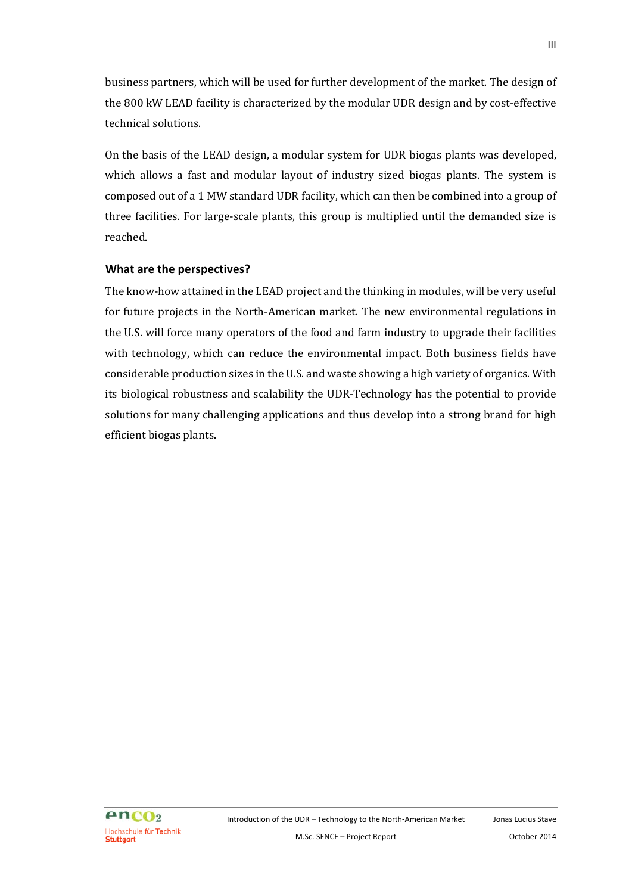business partners, which will be used for further development of the market. The design of the 800 kW LEAD facility is characterized by the modular UDR design and by cost-effective technical solutions.

On the basis of the LEAD design, a modular system for UDR biogas plants was developed, which allows a fast and modular layout of industry sized biogas plants. The system is composed out of a 1 MW standard UDR facility, which can then be combined into a group of three facilities. For large-scale plants, this group is multiplied until the demanded size is reached.

### What are the perspectives?

The know-how attained in the LEAD project and the thinking in modules, will be very useful for future projects in the North-American market. The new environmental regulations in the U.S. will force many operators of the food and farm industry to upgrade their facilities with technology, which can reduce the environmental impact. Both business fields have considerable production sizes in the U.S. and waste showing a high variety of organics. With its biological robustness and scalability the UDR-Technology has the potential to provide solutions for many challenging applications and thus develop into a strong brand for high efficient biogas plants.